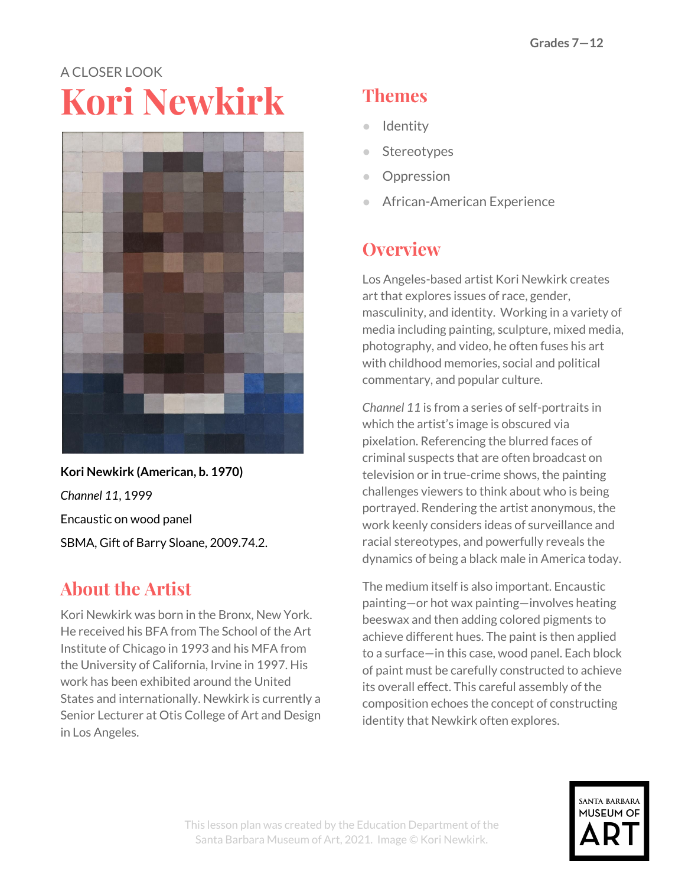Grades 7—12

A CLOSER LOOK

# Kori Newkirk

**Kori Newkirk (American, b. 1970)**

*Channel 11*, 1999

Encaustic on wood panel

SBMA, Gift of Barry Sloane, 2009.74.2.

## About the Artist

Kori Newkirk was born in the Bronx, New York. He received his BFA from The School of the Art Institute of Chicago in 1993 and his MFA from the University of California, Irvine in 1997. His work has been exhibited around the United States and internationally. Newkirk is currently a Senior Lecturer at Otis College of Art and Design in Los Angeles.

## Themes

- Identity
- Stereotypes
- Oppression
- African-American Experience

## Overview

Los Angeles-based artist Kori Newkirk creates art that explores issues of race, gender, masculinity, and identity. Working in a variety of media including painting, sculpture, mixed media, photography, and video, he often fuses his art with childhood memories, social and political commentary, and popular culture.

*Channel 11* is from a series of self-portraits in which the artist's image is obscured via pixelation. Referencing the blurred faces of criminal suspects that are often broadcast on television or in true-crime shows, the painting challenges viewers to think about who is being portrayed. Rendering the artist anonymous, the work keenly considers ideas of surveillance and racial stereotypes, and powerfully reveals the dynamics of being a black male in America today.

The medium itself is also important. Encaustic painting—or hot wax painting—involves heating beeswax and then adding colored pigments to achieve different hues. The paint is then applied to a surface—in this case, wood panel. Each block of paint must be carefully constructed to achieve its overall effect. This careful assembly of the composition echoes the concept of constructing identity that Newkirk often explores.

This lesson plan was created by the Education Department of the Santa Barbara Museum of Art, 2021. Image © Kori Newkirk.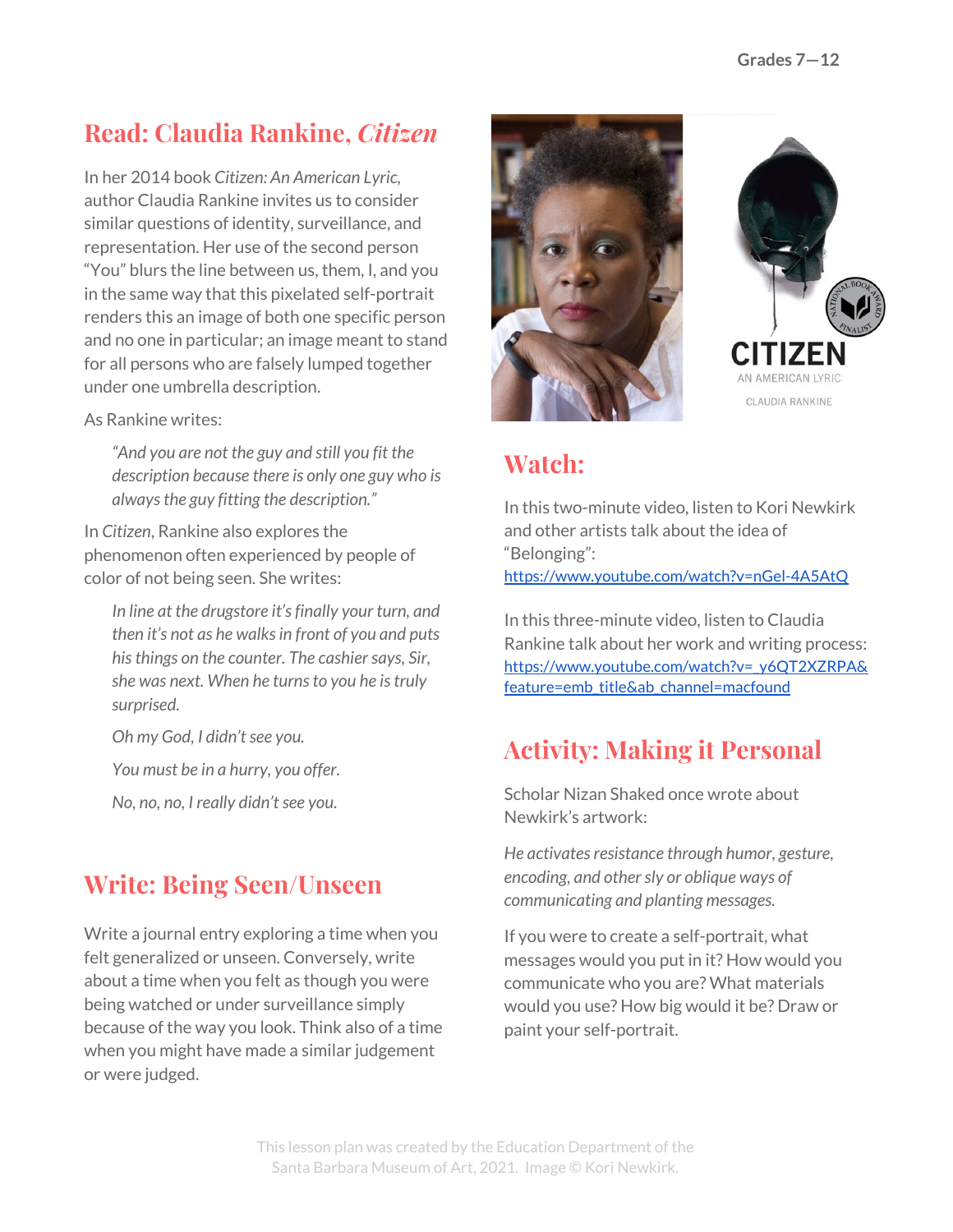## Read: Claudia Rankine, *Citizen*

In her 2014 book *Citizen: An American Lyric,* author Claudia Rankine invites us to consider similar questions of identity, surveillance, and representation. Her use of the second person "You" blurs the line between us, them, I, and you in the same way that this pixelated self-portrait renders this an image of both one specific person and no one in particular; an image meant to stand for all persons who are falsely lumped together under one umbrella description.

As Rankine writes:

> *"And you are not the guy and still you fit the description because there is only one guy who is always the guy fitting the description."*

In *Citizen*, Rankine also explores the phenomenon often experienced by people of color of not being seen. She writes:

> *In line at the drugstore it's finally your turn, and then it's not as he walks in front of you and puts his things on the counter. The cashier says, Sir, she was next. When he turns to you he is truly surprised.*
>
> *Oh my God, I didn't see you.*
>
> *You must be in a hurry, you offer.*
>
> *No, no, no, I really didn't see you.*

## Write: Being Seen/Unseen

Write a journal entry exploring a time when you felt generalized or unseen. Conversely, write about a time when you felt as though you were being watched or under surveillance simply because of the way you look. Think also of a time when you might have made a similar judgement or were judged.

## Watch:

In this two-minute video, listen to Kori Newkirk and other artists talk about the idea of "Belonging":
https://www.youtube.com/watch?v=nGel-4A5AtQ

In this three-minute video, listen to Claudia Rankine talk about her work and writing process:
https://www.youtube.com/watch?v=_y6QT2XZRPA&feature=emb_title&ab_channel=macfound

## Activity: Making it Personal

Scholar Nizan Shaked once wrote about Newkirk's artwork:

*He activates resistance through humor, gesture, encoding, and other sly or oblique ways of communicating and planting messages.*

If you were to create a self-portrait, what messages would you put in it? How would you communicate who you are? What materials would you use? How big would it be? Draw or paint your self-portrait.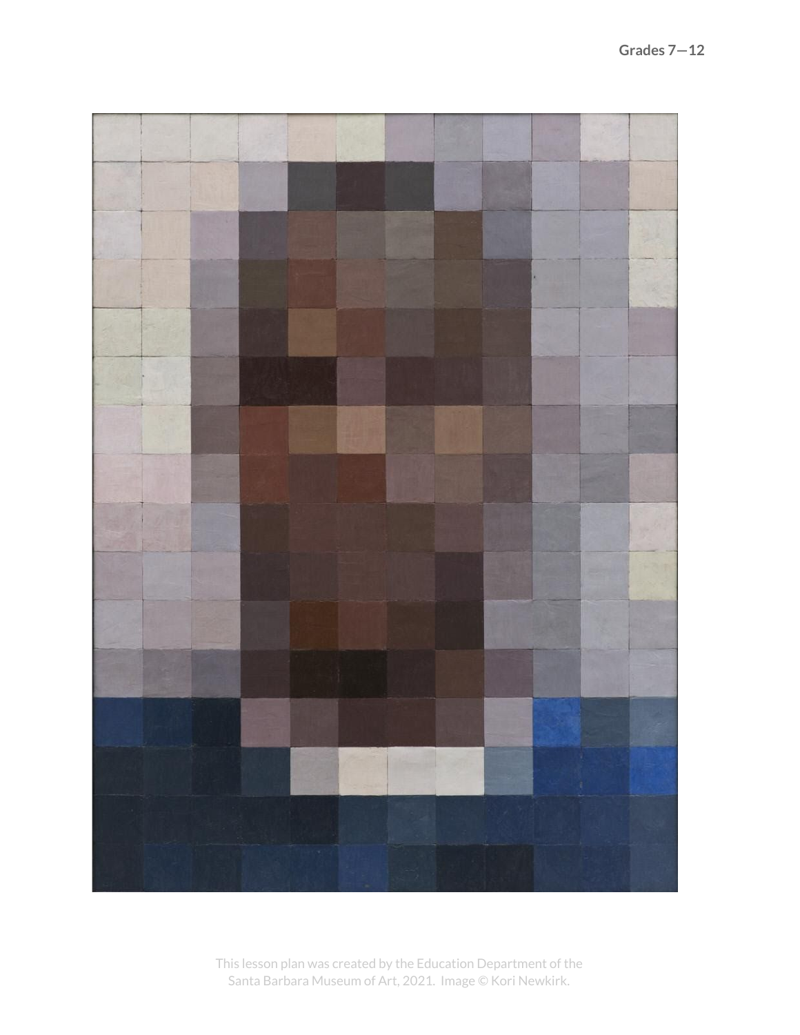This lesson plan was created by the Education Department of the Santa Barbara Museum of Art, 2021. Image © Kori Newkirk.